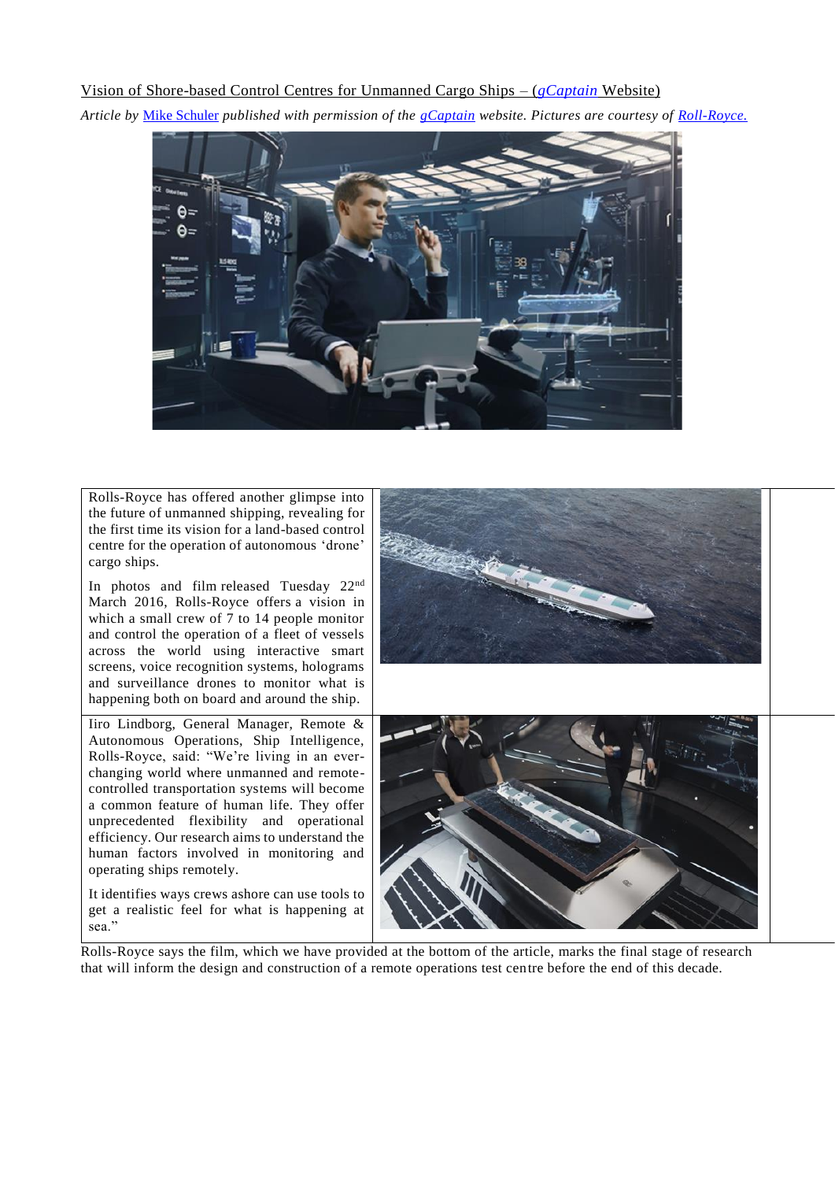Vision of Shore-based Control Centres for Unmanned Cargo Ships – (*gCaptain* Website)

*Article by Mike Schuler published with permission of the gCaptain website. Pictures are courtesy of Roll-Royce.*

Rolls-Royce has offered another glimpse into the future of unmanned shipping, revealing for the first time its vision for a land-based control centre for the operation of autonomous 'drone' cargo ships.

In photos and film released Tuesday 22nd March 2016, Rolls-Royce offers a vision in which a small crew of 7 to 14 people monitor and control the operation of a fleet of vessels across the world using interactive smart screens, voice recognition systems, holograms and surveillance drones to monitor what is happening both on board and around the ship.

Iiro Lindborg, General Manager, Remote & Autonomous Operations, Ship Intelligence, Rolls-Royce, said: "We're living in an ever-changing world where unmanned and remote-controlled transportation systems will become a common feature of human life. They offer unprecedented flexibility and operational efficiency. Our research aims to understand the human factors involved in monitoring and operating ships remotely.

It identifies ways crews ashore can use tools to get a realistic feel for what is happening at sea."

Rolls-Royce says the film, which we have provided at the bottom of the article, marks the final stage of research that will inform the design and construction of a remote operations test centre before the end of this decade.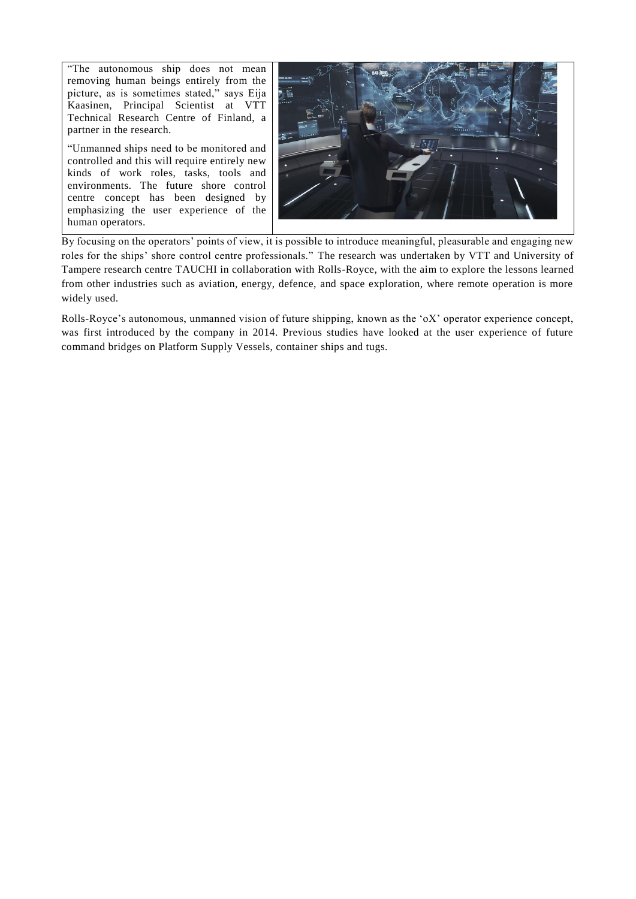"The autonomous ship does not mean removing human beings entirely from the picture, as is sometimes stated," says Eija Kaasinen, Principal Scientist at VTT Technical Research Centre of Finland, a partner in the research.

"Unmanned ships need to be monitored and controlled and this will require entirely new kinds of work roles, tasks, tools and environments. The future shore control centre concept has been designed by emphasizing the user experience of the human operators. By focusing on the operators' points of view, it is possible to introduce meaningful, pleasurable and engaging new roles for the ships' shore control centre professionals." The research was undertaken by VTT and University of Tampere research centre TAUCHI in collaboration with Rolls-Royce, with the aim to explore the lessons learned from other industries such as aviation, energy, defence, and space exploration, where remote operation is more widely used.

Rolls-Royce's autonomous, unmanned vision of future shipping, known as the 'oX' operator experience concept, was first introduced by the company in 2014. Previous studies have looked at the user experience of future command bridges on Platform Supply Vessels, container ships and tugs.